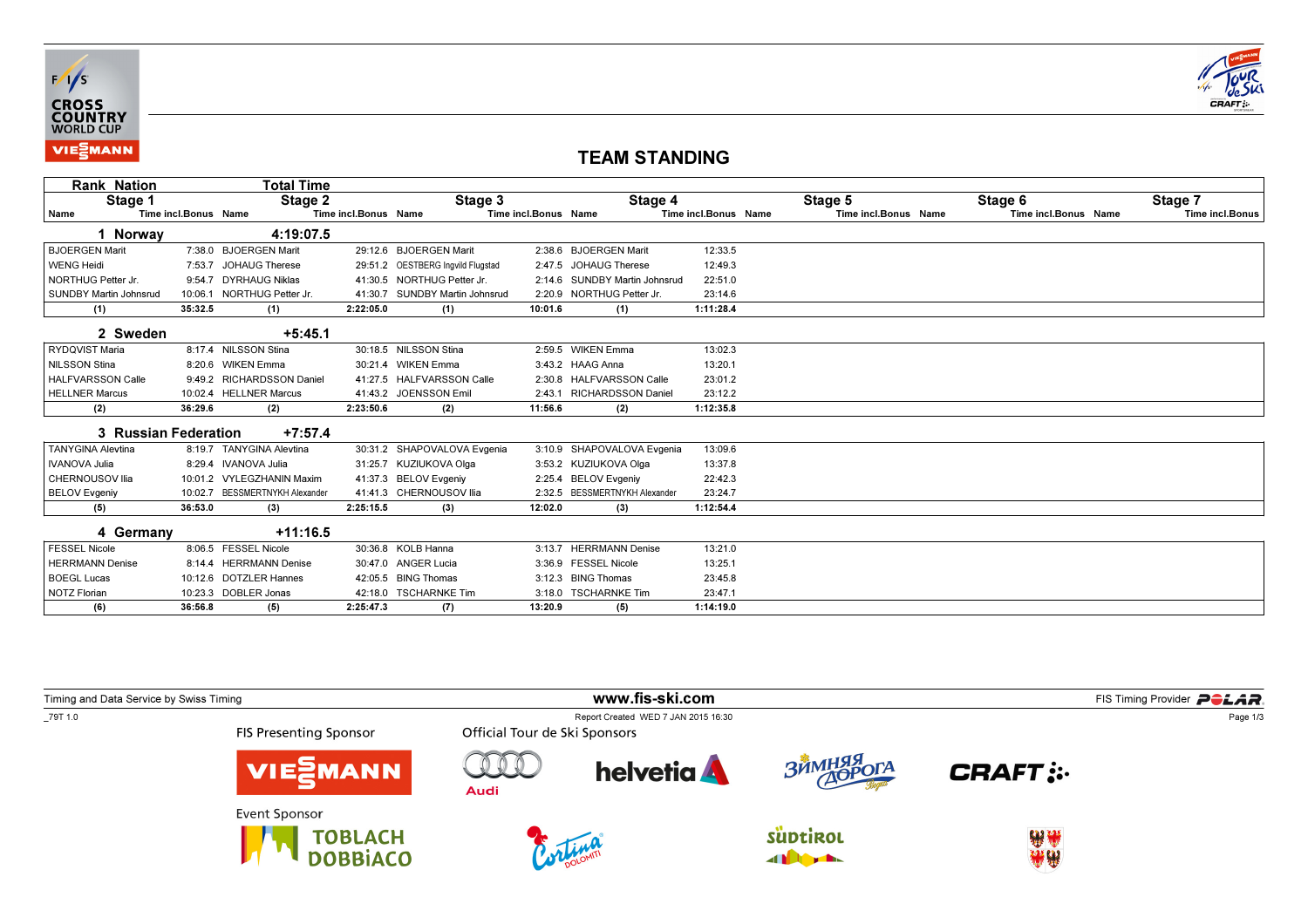# TEAM STANDING

| Rank Nation | | Total Time | | | | | | | | | | | |
|---|---|---|---|---|---|---|---|---|---|---|---|---|---|
| Stage 1 | | Stage 2 | | Stage 3 | | Stage 4 | | Stage 5 | | Stage 6 | | Stage 7 | |
| Name | Time incl.Bonus | Name | Time incl.Bonus | Name | Time incl.Bonus | Name | Time incl.Bonus | Name | Time incl.Bonus | Name | Time incl.Bonus | Name | Time incl.Bonus |
| **1 Norway** | | **4:19:07.5** | | | | | | | | | | | |
| BJOERGEN Marit | 7:38.0 | BJOERGEN Marit | 29:12.6 | BJOERGEN Marit | 2:38.6 | BJOERGEN Marit | 12:33.5 | | | | | | |
| WENG Heidi | 7:53.7 | JOHAUG Therese | 29:51.2 | OESTBERG Ingvild Flugstad | 2:47.5 | JOHAUG Therese | 12:49.3 | | | | | | |
| NORTHUG Petter Jr. | 9:54.7 | DYRHAUG Niklas | 41:30.5 | NORTHUG Petter Jr. | 2:14.6 | SUNDBY Martin Johnsrud | 22:51.0 | | | | | | |
| SUNDBY Martin Johnsrud | 10:06.1 | NORTHUG Petter Jr. | 41:30.7 | SUNDBY Martin Johnsrud | 2:20.9 | NORTHUG Petter Jr. | 23:14.6 | | | | | | |
| **(1)** | **35:32.5** | **(1)** | **2:22:05.0** | **(1)** | **10:01.6** | **(1)** | **1:11:28.4** | | | | | | |
| **2 Sweden** | | **+5:45.1** | | | | | | | | | | | |
| RYDQVIST Maria | 8:17.4 | NILSSON Stina | 30:18.5 | NILSSON Stina | 2:59.5 | WIKEN Emma | 13:02.3 | | | | | | |
| NILSSON Stina | 8:20.6 | WIKEN Emma | 30:21.4 | WIKEN Emma | 3:43.2 | HAAG Anna | 13:20.1 | | | | | | |
| HALFVARSSON Calle | 9:49.2 | RICHARDSSON Daniel | 41:27.5 | HALFVARSSON Calle | 2:30.8 | HALFVARSSON Calle | 23:01.2 | | | | | | |
| HELLNER Marcus | 10:02.4 | HELLNER Marcus | 41:43.2 | JOENSSON Emil | 2:43.1 | RICHARDSSON Daniel | 23:12.2 | | | | | | |
| **(2)** | **36:29.6** | **(2)** | **2:23:50.6** | **(2)** | **11:56.6** | **(2)** | **1:12:35.8** | | | | | | |
| **3 Russian Federation** | | **+7:57.4** | | | | | | | | | | | |
| TANYGINA Alevtina | 8:19.7 | TANYGINA Alevtina | 30:31.2 | SHAPOVALOVA Evgenia | 3:10.9 | SHAPOVALOVA Evgenia | 13:09.6 | | | | | | |
| IVANOVA Julia | 8:29.4 | IVANOVA Julia | 31:25.7 | KUZIUKOVA Olga | 3:53.2 | KUZIUKOVA Olga | 13:37.8 | | | | | | |
| CHERNOUSOV Ilia | 10:01.2 | VYLEGZHANIN Maxim | 41:37.3 | BELOV Evgeniy | 2:25.4 | BELOV Evgeniy | 22:42.3 | | | | | | |
| BELOV Evgeniy | 10:02.7 | BESSMERTNYKH Alexander | 41:41.3 | CHERNOUSOV Ilia | 2:32.5 | BESSMERTNYKH Alexander | 23:24.7 | | | | | | |
| **(5)** | **36:53.0** | **(3)** | **2:25:15.5** | **(3)** | **12:02.0** | **(3)** | **1:12:54.4** | | | | | | |
| **4 Germany** | | **+11:16.5** | | | | | | | | | | | |
| FESSEL Nicole | 8:06.5 | FESSEL Nicole | 30:36.8 | KOLB Hanna | 3:13.7 | HERRMANN Denise | 13:21.0 | | | | | | |
| HERRMANN Denise | 8:14.4 | HERRMANN Denise | 30:47.0 | ANGER Lucia | 3:36.9 | FESSEL Nicole | 13:25.1 | | | | | | |
| BOEGL Lucas | 10:12.6 | DOTZLER Hannes | 42:05.5 | BING Thomas | 3:12.3 | BING Thomas | 23:45.8 | | | | | | |
| NOTZ Florian | 10:23.3 | DOBLER Jonas | 42:18.0 | TSCHARNKE Tim | 3:18.0 | TSCHARNKE Tim | 23:47.1 | | | | | | |
| **(6)** | **36:56.8** | **(5)** | **2:25:47.3** | **(7)** | **13:20.9** | **(5)** | **1:14:19.0** | | | | | | |

Timing and Data Service by Swiss Timing | www.fis-ski.com | FIS Timing Provider POLAR

_79T 1.0 | Report Created WED 7 JAN 2015 16:30

FIS Presenting Sponsor: VIESSMANN

Official Tour de Ski Sponsors: Audi, helvetia, Зимняя Дорога, CRAFT

Event Sponsor: Toblach Dobbiaco, Cortina Dolomiti, Südtirol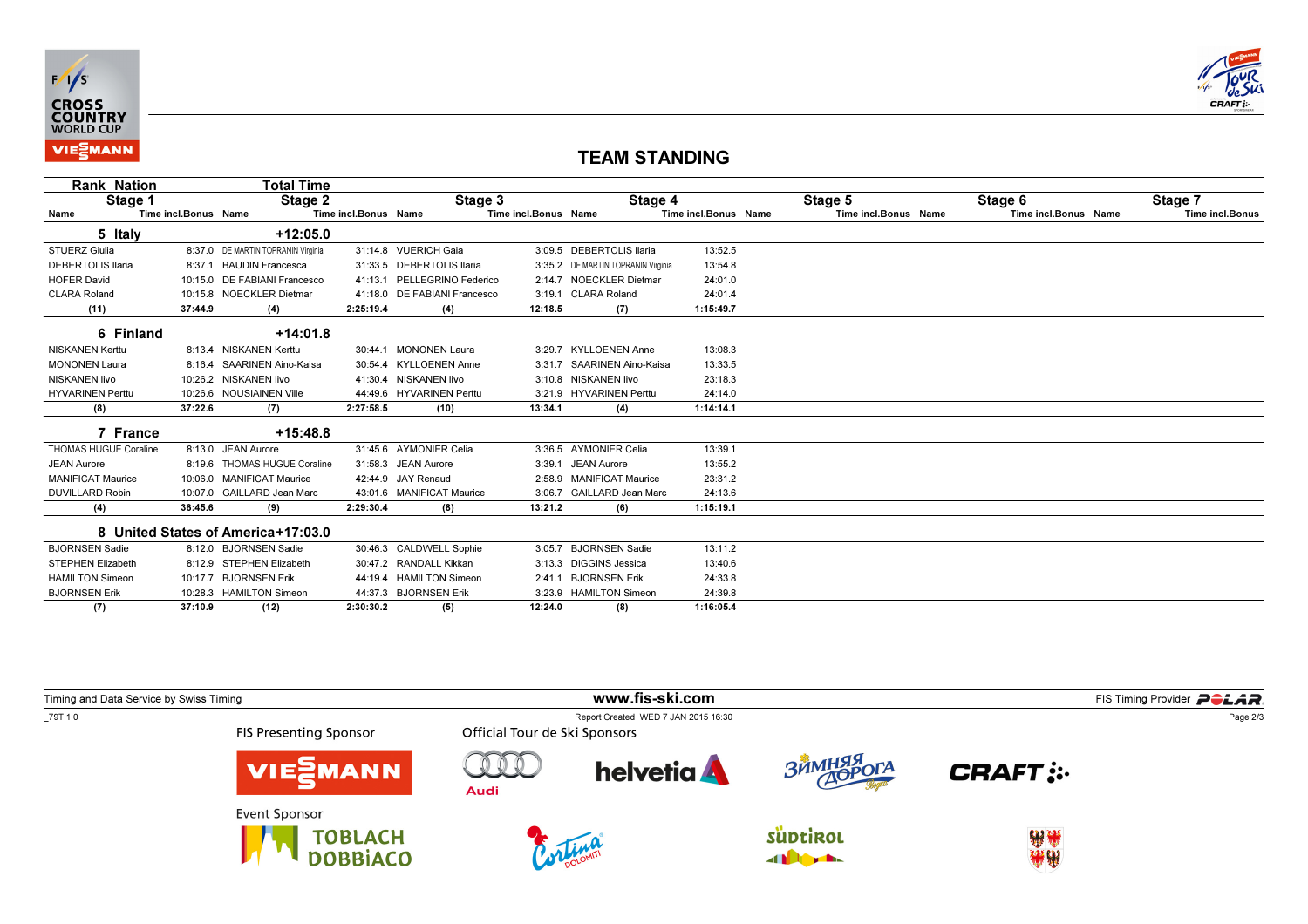## TEAM STANDING

| Rank Nation | | Total Time | | | | | | | | | | | |
|---|---|---|---|---|---|---|---|---|---|---|---|---|---|
| Stage 1 | | Stage 2 | | Stage 3 | | Stage 4 | | Stage 5 | | Stage 6 | | Stage 7 | |
| Name | Time incl.Bonus | Name | Time incl.Bonus | Name | Time incl.Bonus | Name | Time incl.Bonus | Name | Time incl.Bonus | Name | Time incl.Bonus | Name | Time incl.Bonus |
| **5 Italy** | | **+12:05.0** | | | | | | | | | | | |
| STUERZ Giulia | 8:37.0 | DE MARTIN TOPRANIN Virginia | 31:14.8 | VUERICH Gaia | 3:09.5 | DEBERTOLIS Ilaria | 13:52.5 | | | | | | |
| DEBERTOLIS Ilaria | 8:37.1 | BAUDIN Francesca | 31:33.5 | DEBERTOLIS Ilaria | 3:35.2 | DE MARTIN TOPRANIN Virginia | 13:54.8 | | | | | | |
| HOFER David | 10:15.0 | DE FABIANI Francesco | 41:13.1 | PELLEGRINO Federico | 2:14.7 | NOECKLER Dietmar | 24:01.0 | | | | | | |
| CLARA Roland | 10:15.8 | NOECKLER Dietmar | 41:18.0 | DE FABIANI Francesco | 3:19.1 | CLARA Roland | 24:01.4 | | | | | | |
| (11) | 37:44.9 | (4) | 2:25:19.4 | (4) | 12:18.5 | (7) | 1:15:49.7 | | | | | | |
| **6 Finland** | | **+14:01.8** | | | | | | | | | | | |
| NISKANEN Kerttu | 8:13.4 | NISKANEN Kerttu | 30:44.1 | MONONEN Laura | 3:29.7 | KYLLOENEN Anne | 13:08.3 | | | | | | |
| MONONEN Laura | 8:16.4 | SAARINEN Aino-Kaisa | 30:54.4 | KYLLOENEN Anne | 3:31.7 | SAARINEN Aino-Kaisa | 13:33.5 | | | | | | |
| NISKANEN Iivo | 10:26.2 | NISKANEN Iivo | 41:30.4 | NISKANEN Iivo | 3:10.8 | NISKANEN Iivo | 23:18.3 | | | | | | |
| HYVARINEN Perttu | 10:26.6 | NOUSIAINEN Ville | 44:49.6 | HYVARINEN Perttu | 3:21.9 | HYVARINEN Perttu | 24:14.0 | | | | | | |
| (8) | 37:22.6 | (7) | 2:27:58.5 | (10) | 13:34.1 | (4) | 1:14:14.1 | | | | | | |
| **7 France** | | **+15:48.8** | | | | | | | | | | | |
| THOMAS HUGUE Coraline | 8:13.0 | JEAN Aurore | 31:45.6 | AYMONIER Celia | 3:36.5 | AYMONIER Celia | 13:39.1 | | | | | | |
| JEAN Aurore | 8:19.6 | THOMAS HUGUE Coraline | 31:58.3 | JEAN Aurore | 3:39.1 | JEAN Aurore | 13:55.2 | | | | | | |
| MANIFICAT Maurice | 10:06.0 | MANIFICAT Maurice | 42:44.9 | JAY Renaud | 2:58.9 | MANIFICAT Maurice | 23:31.2 | | | | | | |
| DUVILLARD Robin | 10:07.0 | GAILLARD Jean Marc | 43:01.6 | MANIFICAT Maurice | 3:06.7 | GAILLARD Jean Marc | 24:13.6 | | | | | | |
| (4) | 36:45.6 | (9) | 2:29:30.4 | (8) | 13:21.2 | (6) | 1:15:19.1 | | | | | | |
| **8 United States of America** | | **+17:03.0** | | | | | | | | | | | |
| BJORNSEN Sadie | 8:12.0 | BJORNSEN Sadie | 30:46.3 | CALDWELL Sophie | 3:05.7 | BJORNSEN Sadie | 13:11.2 | | | | | | |
| STEPHEN Elizabeth | 8:12.9 | STEPHEN Elizabeth | 30:47.2 | RANDALL Kikkan | 3:13.3 | DIGGINS Jessica | 13:40.6 | | | | | | |
| HAMILTON Simeon | 10:17.7 | BJORNSEN Erik | 44:19.4 | HAMILTON Simeon | 2:41.1 | BJORNSEN Erik | 24:33.8 | | | | | | |
| BJORNSEN Erik | 10:28.3 | HAMILTON Simeon | 44:37.3 | BJORNSEN Erik | 3:23.9 | HAMILTON Simeon | 24:39.8 | | | | | | |
| (7) | 37:10.9 | (12) | 2:30:30.2 | (5) | 12:24.0 | (8) | 1:16:05.4 | | | | | | |

Timing and Data Service by Swiss Timing

www.fis-ski.com

FIS Timing Provider POLAR

_79T 1.0

Report Created WED 7 JAN 2015 16:30

FIS Presenting Sponsor

Official Tour de Ski Sponsors

Event Sponsor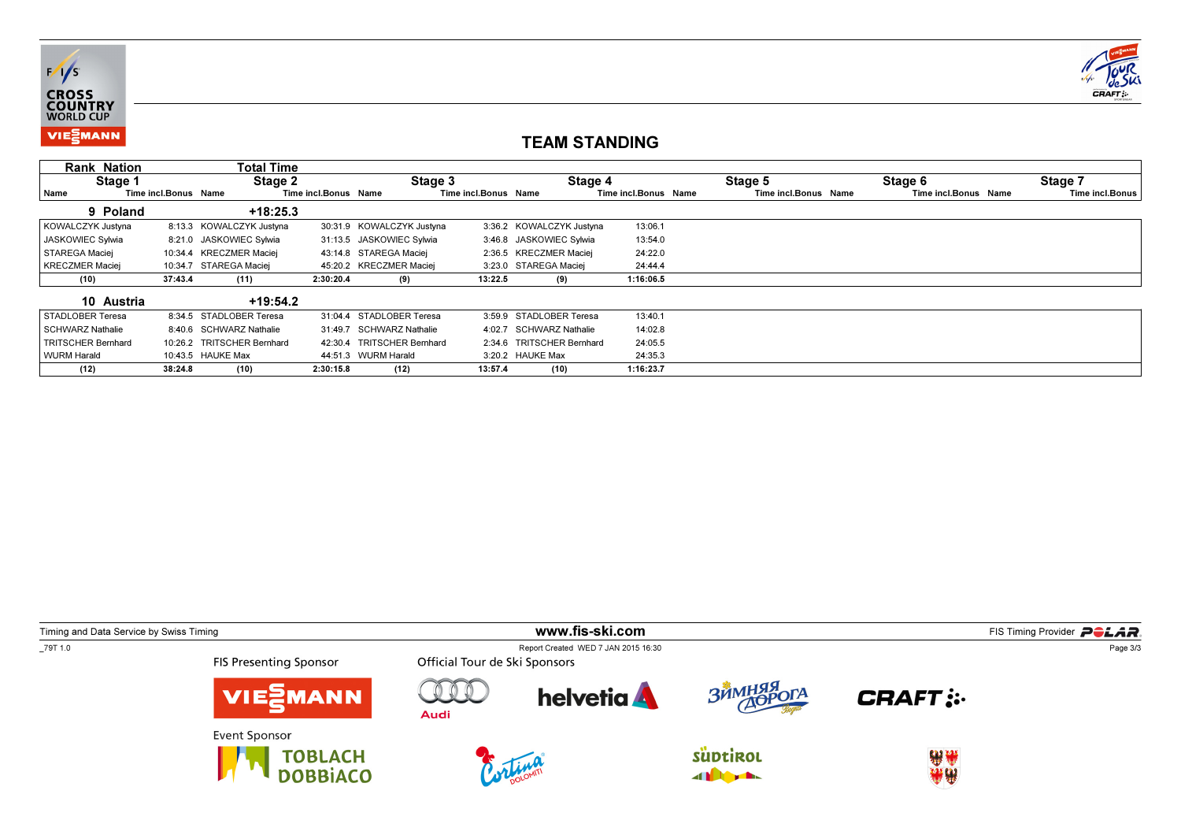# TEAM STANDING

| Rank Nation | | Total Time | | | | | | | | | | | |
|---|---|---|---|---|---|---|---|---|---|---|---|---|---|
| Stage 1 | | Stage 2 | | Stage 3 | | Stage 4 | | Stage 5 | | Stage 6 | | Stage 7 | |
| Name | Time incl.Bonus | Name | Time incl.Bonus | Name | Time incl.Bonus | Name | Time incl.Bonus | Name | Time incl.Bonus | Name | Time incl.Bonus | Name | Time incl.Bonus |
| **9 Poland** | | **+18:25.3** | | | | | | | | | | | |
| KOWALCZYK Justyna | 8:13.3 | KOWALCZYK Justyna | 30:31.9 | KOWALCZYK Justyna | 3:36.2 | KOWALCZYK Justyna | 13:06.1 | | | | | | |
| JASKOWIEC Sylwia | 8:21.0 | JASKOWIEC Sylwia | 31:13.5 | JASKOWIEC Sylwia | 3:46.8 | JASKOWIEC Sylwia | 13:54.0 | | | | | | |
| STAREGA Maciej | 10:34.4 | KRECZMER Maciej | 43:14.8 | STAREGA Maciej | 2:36.5 | KRECZMER Maciej | 24:22.0 | | | | | | |
| KRECZMER Maciej | 10:34.7 | STAREGA Maciej | 45:20.2 | KRECZMER Maciej | 3:23.0 | STAREGA Maciej | 24:44.4 | | | | | | |
| **(10)** | **37:43.4** | **(11)** | **2:30:20.4** | **(9)** | **13:22.5** | **(9)** | **1:16:06.5** | | | | | | |
| **10 Austria** | | **+19:54.2** | | | | | | | | | | | |
| STADLOBER Teresa | 8:34.5 | STADLOBER Teresa | 31:04.4 | STADLOBER Teresa | 3:59.9 | STADLOBER Teresa | 13:40.1 | | | | | | |
| SCHWARZ Nathalie | 8:40.6 | SCHWARZ Nathalie | 31:49.7 | SCHWARZ Nathalie | 4:02.7 | SCHWARZ Nathalie | 14:02.8 | | | | | | |
| TRITSCHER Bernhard | 10:26.2 | TRITSCHER Bernhard | 42:30.4 | TRITSCHER Bernhard | 2:34.6 | TRITSCHER Bernhard | 24:05.5 | | | | | | |
| WURM Harald | 10:43.5 | HAUKE Max | 44:51.3 | WURM Harald | 3:20.2 | HAUKE Max | 24:35.3 | | | | | | |
| **(12)** | **38:24.8** | **(10)** | **2:30:15.8** | **(12)** | **13:57.4** | **(10)** | **1:16:23.7** | | | | | | |

Timing and Data Service by Swiss Timing

www.fis-ski.com

FIS Timing Provider POLAR

_79T 1.0

Report Created WED 7 JAN 2015 16:30

FIS Presenting Sponsor

Official Tour de Ski Sponsors

Event Sponsor